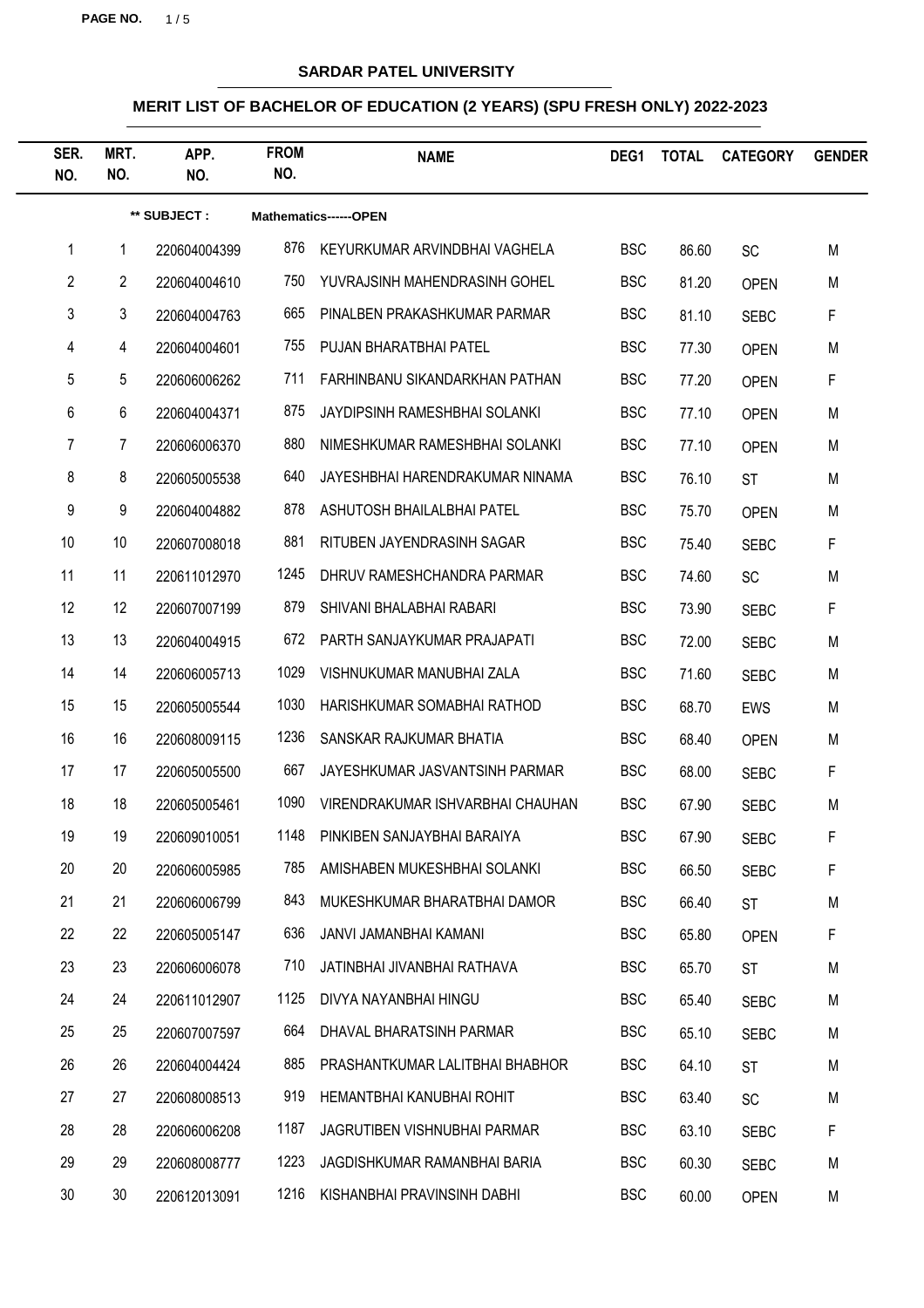**SARDAR PATEL UNIVERSITY**

**MERIT LIST OF BACHELOR OF EDUCATION (2 YEARS) (SPU FRESH ONLY) 2022-2023**

| SER. NO. | MRT. NO. | APP. NO. | FROM NO. | NAME | DEG1 | TOTAL | CATEGORY | GENDER |
|---|---|---|---|---|---|---|---|---|
| | | ** SUBJECT : | Mathematics------OPEN | | | | | |
| 1 | 1 | 220604004399 | 876 | KEYURKUMAR ARVINDBHAI VAGHELA | BSC | 86.60 | SC | M |
| 2 | 2 | 220604004610 | 750 | YUVRAJSINH MAHENDRASINH GOHEL | BSC | 81.20 | OPEN | M |
| 3 | 3 | 220604004763 | 665 | PINALBEN PRAKASHKUMAR PARMAR | BSC | 81.10 | SEBC | F |
| 4 | 4 | 220604004601 | 755 | PUJAN BHARATBHAI PATEL | BSC | 77.30 | OPEN | M |
| 5 | 5 | 220606006262 | 711 | FARHINBANU SIKANDARKHAN PATHAN | BSC | 77.20 | OPEN | F |
| 6 | 6 | 220604004371 | 875 | JAYDIPSINH RAMESHBHAI SOLANKI | BSC | 77.10 | OPEN | M |
| 7 | 7 | 220606006370 | 880 | NIMESHKUMAR RAMESHBHAI SOLANKI | BSC | 77.10 | OPEN | M |
| 8 | 8 | 220605005538 | 640 | JAYESHBHAI HARENDRAKUMAR NINAMA | BSC | 76.10 | ST | M |
| 9 | 9 | 220604004882 | 878 | ASHUTOSH BHAILALBHAI PATEL | BSC | 75.70 | OPEN | M |
| 10 | 10 | 220607008018 | 881 | RITUBEN JAYENDRASINH SAGAR | BSC | 75.40 | SEBC | F |
| 11 | 11 | 220611012970 | 1245 | DHRUV RAMESHCHANDRA PARMAR | BSC | 74.60 | SC | M |
| 12 | 12 | 220607007199 | 879 | SHIVANI BHALABHAI RABARI | BSC | 73.90 | SEBC | F |
| 13 | 13 | 220604004915 | 672 | PARTH SANJAYKUMAR PRAJAPATI | BSC | 72.00 | SEBC | M |
| 14 | 14 | 220606005713 | 1029 | VISHNUKUMAR MANUBHAI ZALA | BSC | 71.60 | SEBC | M |
| 15 | 15 | 220605005544 | 1030 | HARISHKUMAR SOMABHAI RATHOD | BSC | 68.70 | EWS | M |
| 16 | 16 | 220608009115 | 1236 | SANSKAR RAJKUMAR BHATIA | BSC | 68.40 | OPEN | M |
| 17 | 17 | 220605005500 | 667 | JAYESHKUMAR JASVANTSINH PARMAR | BSC | 68.00 | SEBC | F |
| 18 | 18 | 220605005461 | 1090 | VIRENDRAKUMAR ISHVARBHAI CHAUHAN | BSC | 67.90 | SEBC | M |
| 19 | 19 | 220609010051 | 1148 | PINKIBEN SANJAYBHAI BARAIYA | BSC | 67.90 | SEBC | F |
| 20 | 20 | 220606005985 | 785 | AMISHABEN MUKESHBHAI SOLANKI | BSC | 66.50 | SEBC | F |
| 21 | 21 | 220606006799 | 843 | MUKESHKUMAR BHARATBHAI DAMOR | BSC | 66.40 | ST | M |
| 22 | 22 | 220605005147 | 636 | JANVI JAMANBHAI KAMANI | BSC | 65.80 | OPEN | F |
| 23 | 23 | 220606006078 | 710 | JATINBHAI JIVANBHAI RATHAVA | BSC | 65.70 | ST | M |
| 24 | 24 | 220611012907 | 1125 | DIVYA NAYANBHAI HINGU | BSC | 65.40 | SEBC | M |
| 25 | 25 | 220607007597 | 664 | DHAVAL BHARATSINH PARMAR | BSC | 65.10 | SEBC | M |
| 26 | 26 | 220604004424 | 885 | PRASHANTKUMAR LALITBHAI BHABHOR | BSC | 64.10 | ST | M |
| 27 | 27 | 220608008513 | 919 | HEMANTBHAI KANUBHAI ROHIT | BSC | 63.40 | SC | M |
| 28 | 28 | 220606006208 | 1187 | JAGRUTIBEN VISHNUBHAI PARMAR | BSC | 63.10 | SEBC | F |
| 29 | 29 | 220608008777 | 1223 | JAGDISHKUMAR RAMANBHAI BARIA | BSC | 60.30 | SEBC | M |
| 30 | 30 | 220612013091 | 1216 | KISHANBHAI PRAVINSINH DABHI | BSC | 60.00 | OPEN | M |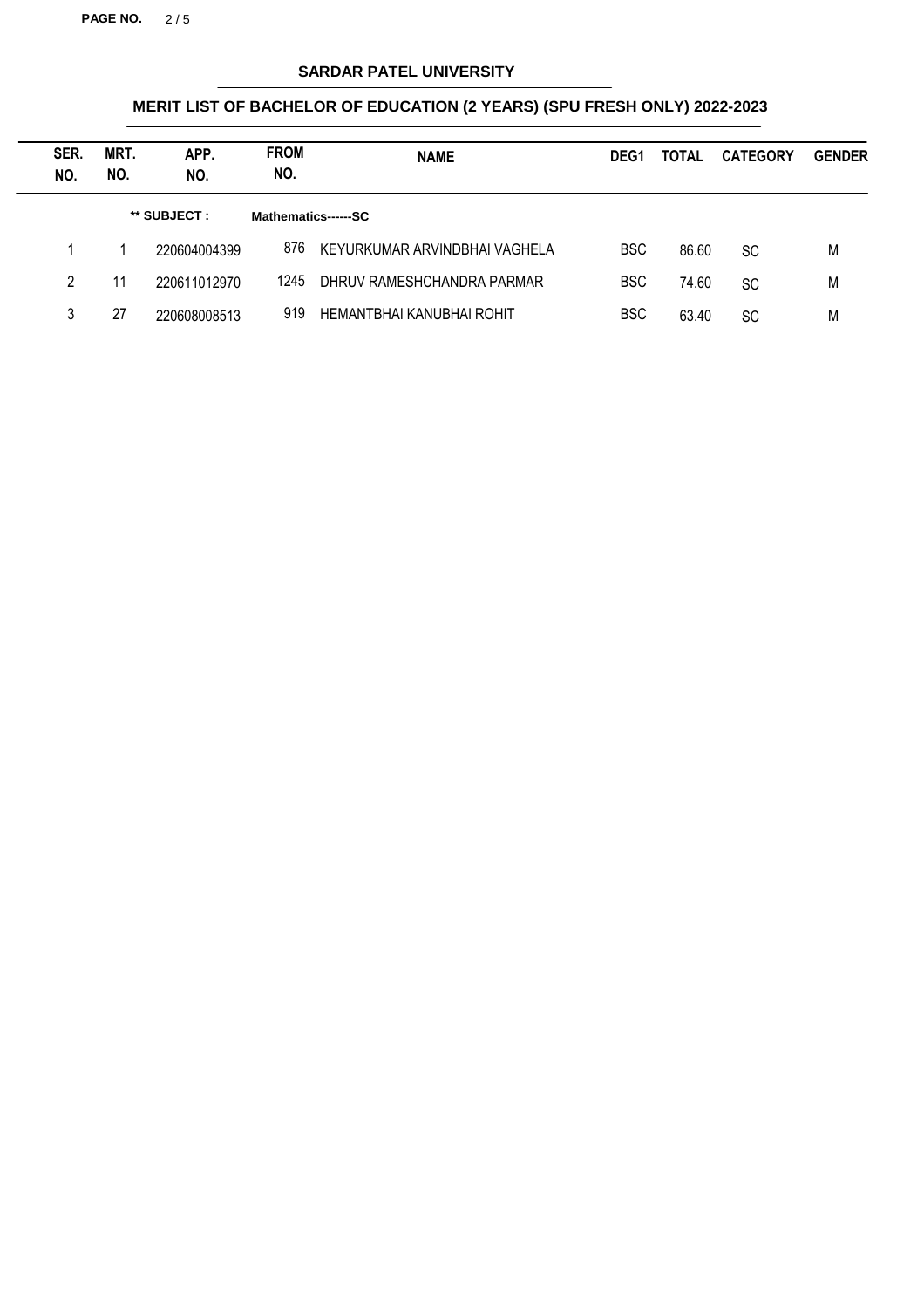## SARDAR PATEL UNIVERSITY

### MERIT LIST OF BACHELOR OF EDUCATION (2 YEARS) (SPU FRESH ONLY) 2022-2023

| SER. NO. | MRT. NO. | APP. NO. | FROM NO. | NAME | DEG1 | TOTAL | CATEGORY | GENDER |
|---|---|---|---|---|---|---|---|---|
| | | ** SUBJECT : | Mathematics------SC | | | | | |
| 1 | 1 | 220604004399 | 876 | KEYURKUMAR ARVINDBHAI VAGHELA | BSC | 86.60 | SC | M |
| 2 | 11 | 220611012970 | 1245 | DHRUV RAMESHCHANDRA PARMAR | BSC | 74.60 | SC | M |
| 3 | 27 | 220608008513 | 919 | HEMANTBHAI KANUBHAI ROHIT | BSC | 63.40 | SC | M |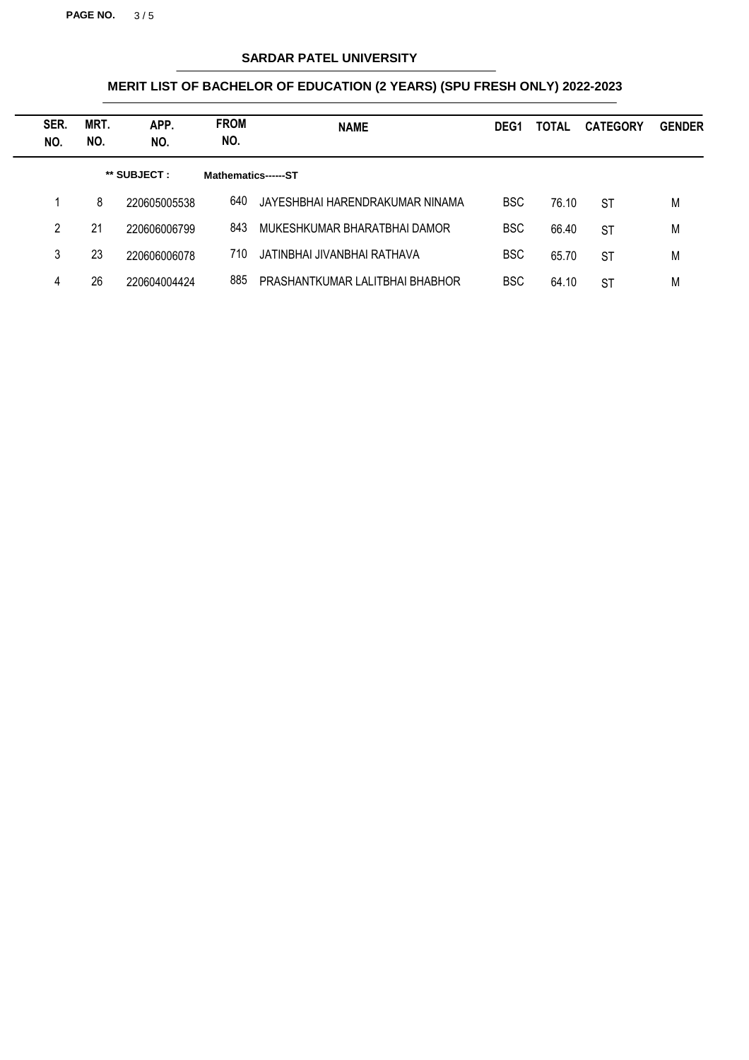## SARDAR PATEL UNIVERSITY

### MERIT LIST OF BACHELOR OF EDUCATION (2 YEARS) (SPU FRESH ONLY) 2022-2023

| SER. NO. | MRT. NO. | APP. NO. | FROM NO. | NAME | DEG1 | TOTAL | CATEGORY | GENDER |
|---|---|---|---|---|---|---|---|---|
| | | ** SUBJECT : | Mathematics------ST | | | | | |
| 1 | 8 | 220605005538 | 640 | JAYESHBHAI HARENDRAKUMAR NINAMA | BSC | 76.10 | ST | M |
| 2 | 21 | 220606006799 | 843 | MUKESHKUMAR BHARATBHAI DAMOR | BSC | 66.40 | ST | M |
| 3 | 23 | 220606006078 | 710 | JATINBHAI JIVANBHAI RATHAVA | BSC | 65.70 | ST | M |
| 4 | 26 | 220604004424 | 885 | PRASHANTKUMAR LALITBHAI BHABHOR | BSC | 64.10 | ST | M |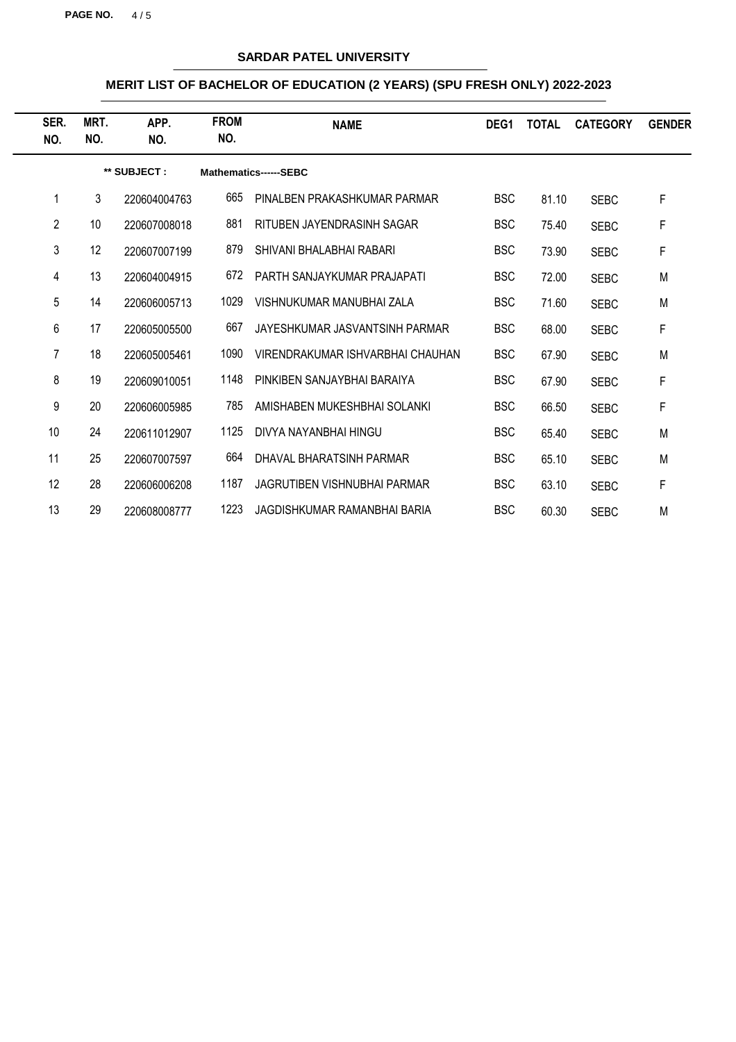## SARDAR PATEL UNIVERSITY

## MERIT LIST OF BACHELOR OF EDUCATION (2 YEARS) (SPU FRESH ONLY) 2022-2023

** SUBJECT : Mathematics------SEBC

| SER. NO. | MRT. NO. | APP. NO. | FROM NO. | NAME | DEG1 | TOTAL | CATEGORY | GENDER |
|---|---|---|---|---|---|---|---|---|
| 1 | 3 | 220604004763 | 665 | PINALBEN PRAKASHKUMAR PARMAR | BSC | 81.10 | SEBC | F |
| 2 | 10 | 220607008018 | 881 | RITUBEN JAYENDRASINH SAGAR | BSC | 75.40 | SEBC | F |
| 3 | 12 | 220607007199 | 879 | SHIVANI BHALABHAI RABARI | BSC | 73.90 | SEBC | F |
| 4 | 13 | 220604004915 | 672 | PARTH SANJAYKUMAR PRAJAPATI | BSC | 72.00 | SEBC | M |
| 5 | 14 | 220606005713 | 1029 | VISHNUKUMAR MANUBHAI ZALA | BSC | 71.60 | SEBC | M |
| 6 | 17 | 220605005500 | 667 | JAYESHKUMAR JASVANTSINH PARMAR | BSC | 68.00 | SEBC | F |
| 7 | 18 | 220605005461 | 1090 | VIRENDRAKUMAR ISHVARBHAI CHAUHAN | BSC | 67.90 | SEBC | M |
| 8 | 19 | 220609010051 | 1148 | PINKIBEN SANJAYBHAI BARAIYA | BSC | 67.90 | SEBC | F |
| 9 | 20 | 220606005985 | 785 | AMISHABEN MUKESHBHAI SOLANKI | BSC | 66.50 | SEBC | F |
| 10 | 24 | 220611012907 | 1125 | DIVYA NAYANBHAI HINGU | BSC | 65.40 | SEBC | M |
| 11 | 25 | 220607007597 | 664 | DHAVAL BHARATSINH PARMAR | BSC | 65.10 | SEBC | M |
| 12 | 28 | 220606006208 | 1187 | JAGRUTIBEN VISHNUBHAI PARMAR | BSC | 63.10 | SEBC | F |
| 13 | 29 | 220608008777 | 1223 | JAGDISHKUMAR RAMANBHAI BARIA | BSC | 60.30 | SEBC | M |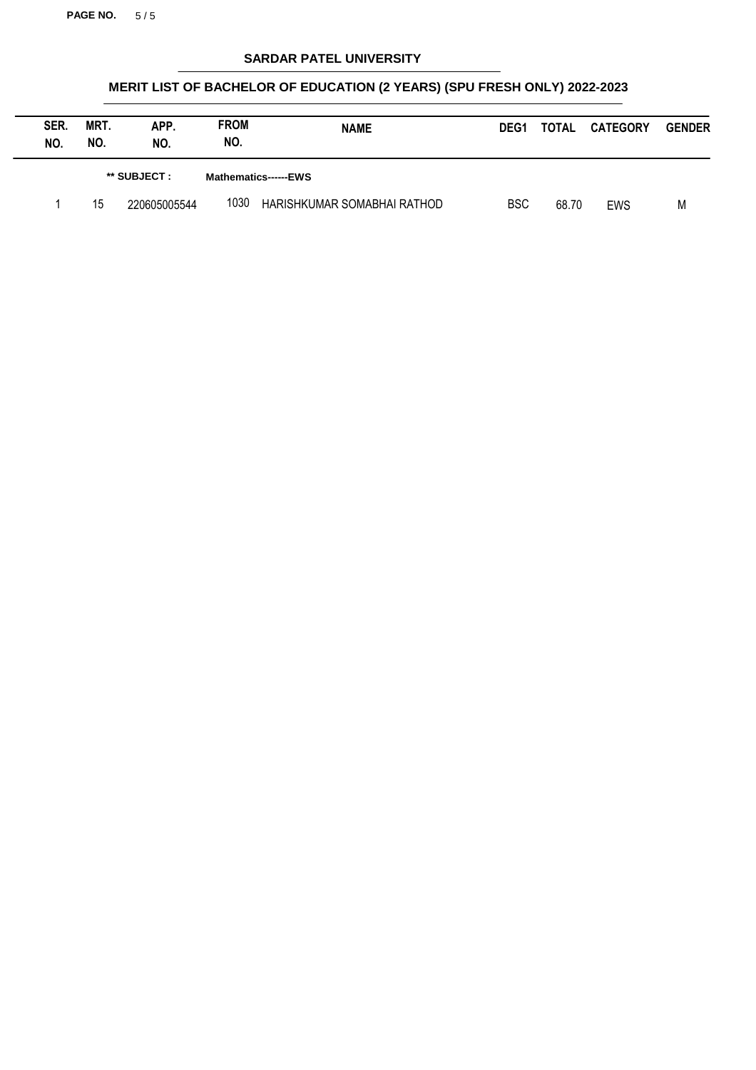## SARDAR PATEL UNIVERSITY

### MERIT LIST OF BACHELOR OF EDUCATION (2 YEARS) (SPU FRESH ONLY) 2022-2023

| SER. NO. | MRT. NO. | APP. NO. | FROM NO. | NAME | DEG1 | TOTAL | CATEGORY | GENDER |
|---|---|---|---|---|---|---|---|---|
| | | ** SUBJECT : | Mathematics------EWS | | | | | |
| 1 | 15 | 220605005544 | 1030 | HARISHKUMAR SOMABHAI RATHOD | BSC | 68.70 | EWS | M |